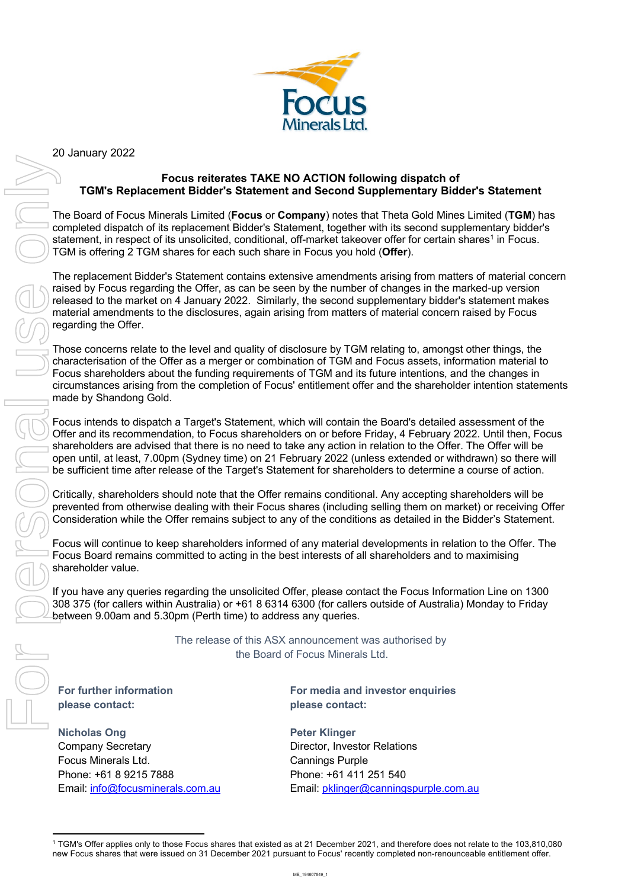20 January 2022

## Focus reiterates TAKE NO ACTION following dispatch of TGM's Replacement Bidder's Statement and Second Supplementary Bidder's Statement

The Board of Focus Minerals Limited (**Focus** or **Company**) notes that Theta Gold Mines Limited (**TGM**) has completed dispatch of its replacement Bidder's Statement, together with its second supplementary bidder's statement, in respect of its unsolicited, conditional, off-market takeover offer for certain shares[1] in Focus. TGM is offering 2 TGM shares for each such share in Focus you hold (**Offer**).

The replacement Bidder's Statement contains extensive amendments arising from matters of material concern raised by Focus regarding the Offer, as can be seen by the number of changes in the marked-up version released to the market on 4 January 2022. Similarly, the second supplementary bidder's statement makes material amendments to the disclosures, again arising from matters of material concern raised by Focus regarding the Offer.

Those concerns relate to the level and quality of disclosure by TGM relating to, amongst other things, the characterisation of the Offer as a merger or combination of TGM and Focus assets, information material to Focus shareholders about the funding requirements of TGM and its future intentions, and the changes in circumstances arising from the completion of Focus' entitlement offer and the shareholder intention statements made by Shandong Gold.

Focus intends to dispatch a Target's Statement, which will contain the Board's detailed assessment of the Offer and its recommendation, to Focus shareholders on or before Friday, 4 February 2022. Until then, Focus shareholders are advised that there is no need to take any action in relation to the Offer. The Offer will be open until, at least, 7.00pm (Sydney time) on 21 February 2022 (unless extended or withdrawn) so there will be sufficient time after release of the Target's Statement for shareholders to determine a course of action.

Critically, shareholders should note that the Offer remains conditional. Any accepting shareholders will be prevented from otherwise dealing with their Focus shares (including selling them on market) or receiving Offer Consideration while the Offer remains subject to any of the conditions as detailed in the Bidder's Statement.

Focus will continue to keep shareholders informed of any material developments in relation to the Offer. The Focus Board remains committed to acting in the best interests of all shareholders and to maximising shareholder value.

If you have any queries regarding the unsolicited Offer, please contact the Focus Information Line on 1300 308 375 (for callers within Australia) or +61 8 6314 6300 (for callers outside of Australia) Monday to Friday between 9.00am and 5.30pm (Perth time) to address any queries.

The release of this ASX announcement was authorised by the Board of Focus Minerals Ltd.

**For further information please contact:**

**Nicholas Ong**
Company Secretary
Focus Minerals Ltd.
Phone: +61 8 9215 7888
Email: info@focusminerals.com.au

**For media and investor enquiries please contact:**

**Peter Klinger**
Director, Investor Relations
Cannings Purple
Phone: +61 411 251 540
Email: pklinger@canningspurple.com.au

---

[1] TGM's Offer applies only to those Focus shares that existed as at 21 December 2021, and therefore does not relate to the 103,810,080 new Focus shares that were issued on 31 December 2021 pursuant to Focus' recently completed non-renounceable entitlement offer.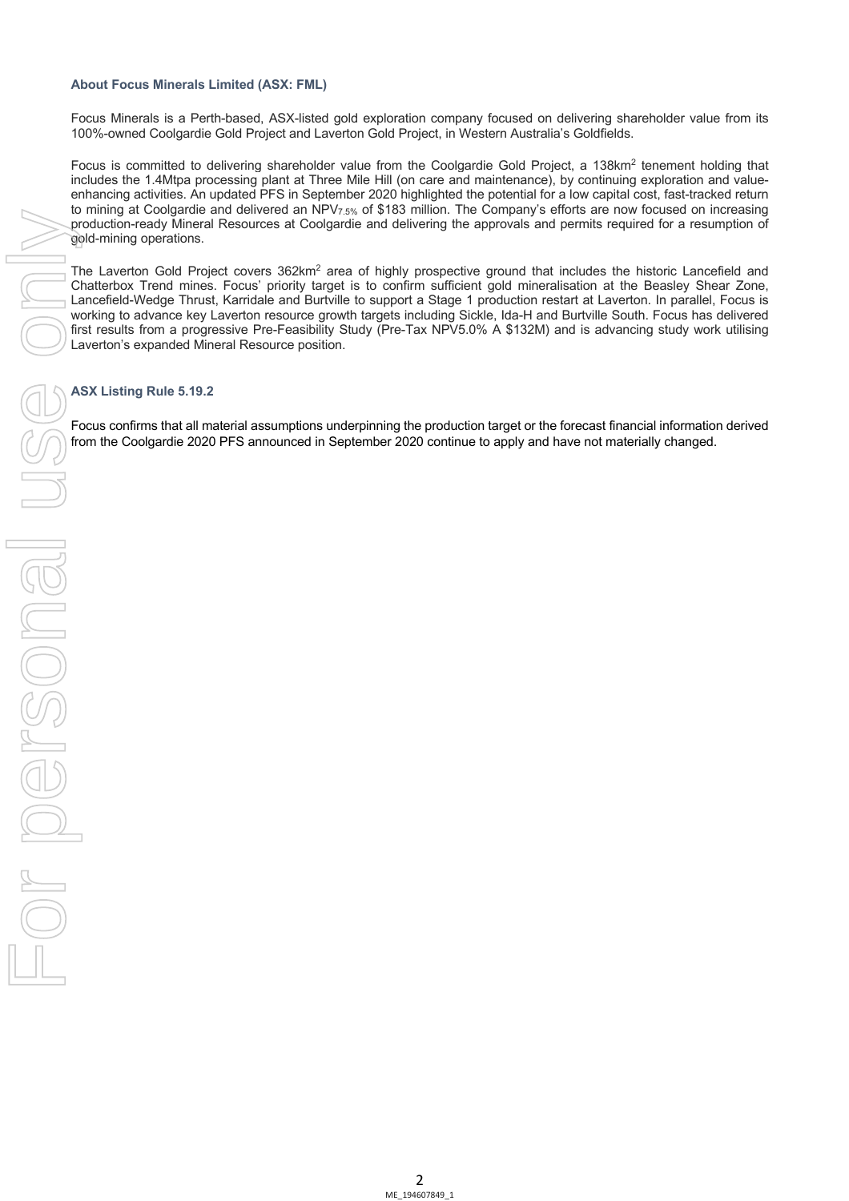**About Focus Minerals Limited (ASX: FML)**

Focus Minerals is a Perth-based, ASX-listed gold exploration company focused on delivering shareholder value from its 100%-owned Coolgardie Gold Project and Laverton Gold Project, in Western Australia's Goldfields.

Focus is committed to delivering shareholder value from the Coolgardie Gold Project, a 138km$^2$ tenement holding that includes the 1.4Mtpa processing plant at Three Mile Hill (on care and maintenance), by continuing exploration and value-enhancing activities. An updated PFS in September 2020 highlighted the potential for a low capital cost, fast-tracked return to mining at Coolgardie and delivered an $NPV_{7.5\%}$ of $183 million. The Company's efforts are now focused on increasing production-ready Mineral Resources at Coolgardie and delivering the approvals and permits required for a resumption of gold-mining operations.

The Laverton Gold Project covers 362km$^2$ area of highly prospective ground that includes the historic Lancefield and Chatterbox Trend mines. Focus' priority target is to confirm sufficient gold mineralisation at the Beasley Shear Zone, Lancefield-Wedge Thrust, Karridale and Burtville to support a Stage 1 production restart at Laverton. In parallel, Focus is working to advance key Laverton resource growth targets including Sickle, Ida-H and Burtville South. Focus has delivered first results from a progressive Pre-Feasibility Study (Pre-Tax NPV5.0% A $132M) and is advancing study work utilising Laverton's expanded Mineral Resource position.

**ASX Listing Rule 5.19.2**

Focus confirms that all material assumptions underpinning the production target or the forecast financial information derived from the Coolgardie 2020 PFS announced in September 2020 continue to apply and have not materially changed.

ME_194607849_1